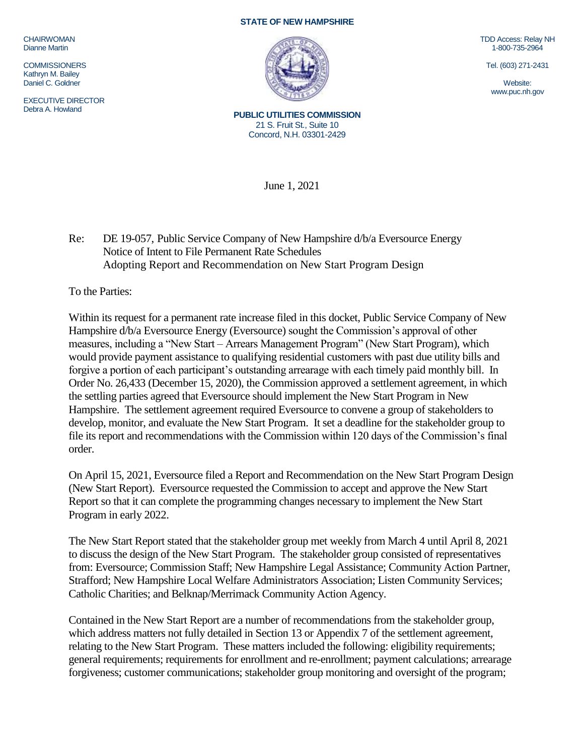CHAIRWOMAN
Dianne Martin

COMMISSIONERS
Kathryn M. Bailey
Daniel C. Goldner

EXECUTIVE DIRECTOR
Debra A. Howland

**STATE OF NEW HAMPSHIRE**

**PUBLIC UTILITIES COMMISSION**
21 S. Fruit St., Suite 10
Concord, N.H. 03301-2429

TDD Access: Relay NH
1-800-735-2964

Tel. (603) 271-2431

Website:
www.puc.nh.gov

June 1, 2021

Re: DE 19-057, Public Service Company of New Hampshire d/b/a Eversource Energy
Notice of Intent to File Permanent Rate Schedules
Adopting Report and Recommendation on New Start Program Design

To the Parties:

Within its request for a permanent rate increase filed in this docket, Public Service Company of New Hampshire d/b/a Eversource Energy (Eversource) sought the Commission's approval of other measures, including a "New Start – Arrears Management Program" (New Start Program), which would provide payment assistance to qualifying residential customers with past due utility bills and forgive a portion of each participant's outstanding arrearage with each timely paid monthly bill. In Order No. 26,433 (December 15, 2020), the Commission approved a settlement agreement, in which the settling parties agreed that Eversource should implement the New Start Program in New Hampshire. The settlement agreement required Eversource to convene a group of stakeholders to develop, monitor, and evaluate the New Start Program. It set a deadline for the stakeholder group to file its report and recommendations with the Commission within 120 days of the Commission's final order.

On April 15, 2021, Eversource filed a Report and Recommendation on the New Start Program Design (New Start Report). Eversource requested the Commission to accept and approve the New Start Report so that it can complete the programming changes necessary to implement the New Start Program in early 2022.

The New Start Report stated that the stakeholder group met weekly from March 4 until April 8, 2021 to discuss the design of the New Start Program. The stakeholder group consisted of representatives from: Eversource; Commission Staff; New Hampshire Legal Assistance; Community Action Partner, Strafford; New Hampshire Local Welfare Administrators Association; Listen Community Services; Catholic Charities; and Belknap/Merrimack Community Action Agency.

Contained in the New Start Report are a number of recommendations from the stakeholder group, which address matters not fully detailed in Section 13 or Appendix 7 of the settlement agreement, relating to the New Start Program. These matters included the following: eligibility requirements; general requirements; requirements for enrollment and re-enrollment; payment calculations; arrearage forgiveness; customer communications; stakeholder group monitoring and oversight of the program;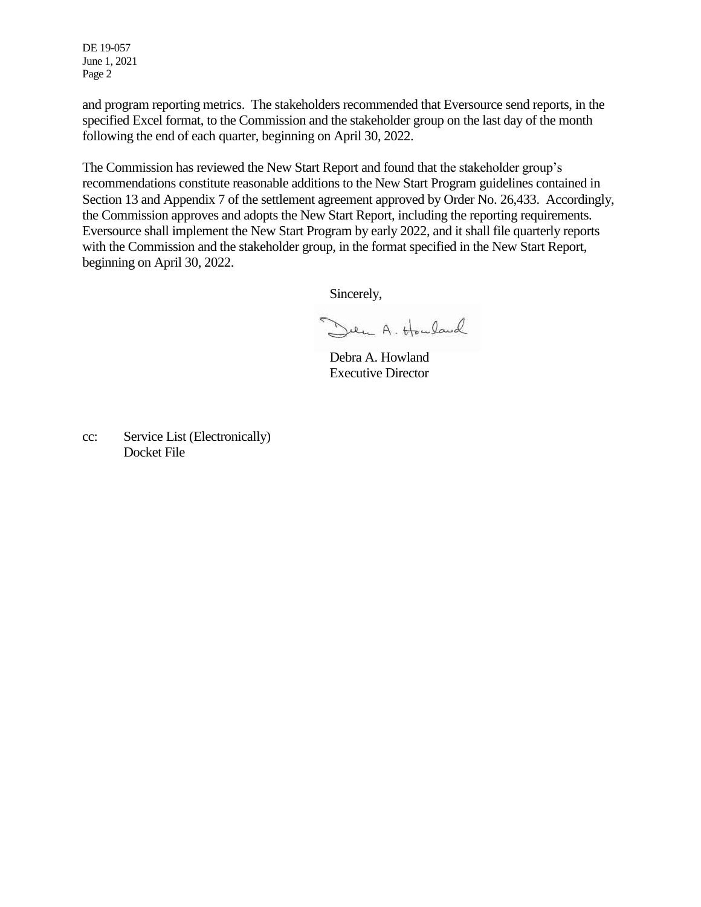and program reporting metrics. The stakeholders recommended that Eversource send reports, in the specified Excel format, to the Commission and the stakeholder group on the last day of the month following the end of each quarter, beginning on April 30, 2022.

The Commission has reviewed the New Start Report and found that the stakeholder group's recommendations constitute reasonable additions to the New Start Program guidelines contained in Section 13 and Appendix 7 of the settlement agreement approved by Order No. 26,433. Accordingly, the Commission approves and adopts the New Start Report, including the reporting requirements. Eversource shall implement the New Start Program by early 2022, and it shall file quarterly reports with the Commission and the stakeholder group, in the format specified in the New Start Report, beginning on April 30, 2022.

Sincerely,

Debra A. Howland
Executive Director

cc: Service List (Electronically)
Docket File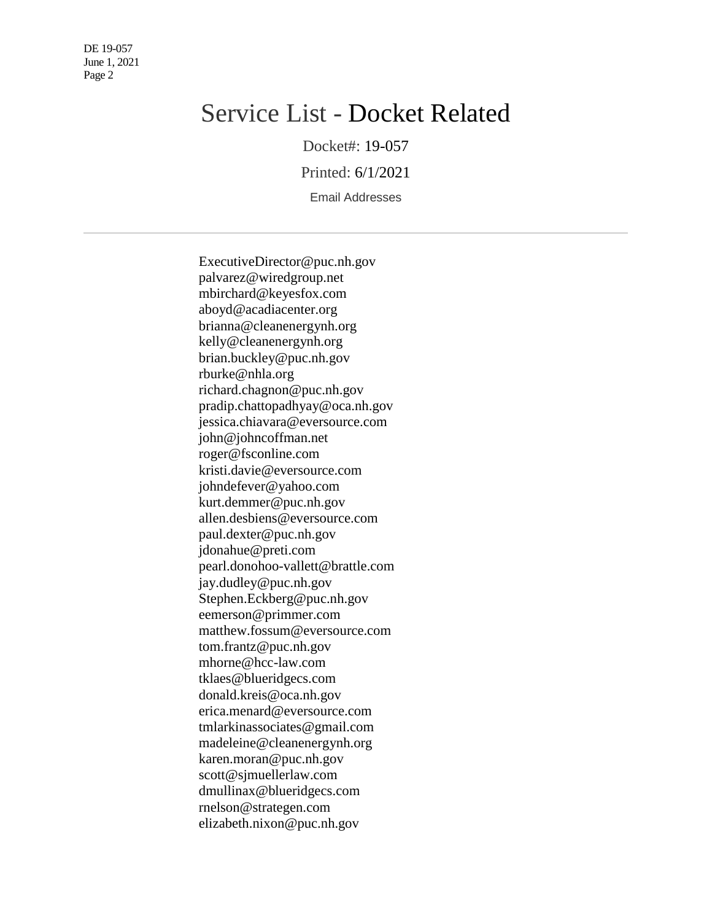# Service List - Docket Related

Docket#: 19-057

Printed: 6/1/2021

Email Addresses

---

ExecutiveDirector@puc.nh.gov
palvarez@wiredgroup.net
mbirchard@keyesfox.com
aboyd@acadiacenter.org
brianna@cleanenergynh.org
kelly@cleanenergynh.org
brian.buckley@puc.nh.gov
rburke@nhla.org
richard.chagnon@puc.nh.gov
pradip.chattopadhyay@oca.nh.gov
jessica.chiavara@eversource.com
john@johncoffman.net
roger@fsconline.com
kristi.davie@eversource.com
johndefever@yahoo.com
kurt.demmer@puc.nh.gov
allen.desbiens@eversource.com
paul.dexter@puc.nh.gov
jdonahue@preti.com
pearl.donohoo-vallett@brattle.com
jay.dudley@puc.nh.gov
Stephen.Eckberg@puc.nh.gov
eemerson@primmer.com
matthew.fossum@eversource.com
tom.frantz@puc.nh.gov
mhorne@hcc-law.com
tklaes@blueridgecs.com
donald.kreis@oca.nh.gov
erica.menard@eversource.com
tmlarkinassociates@gmail.com
madeleine@cleanenergynh.org
karen.moran@puc.nh.gov
scott@sjmuellerlaw.com
dmullinax@blueridgecs.com
rnelson@strategen.com
elizabeth.nixon@puc.nh.gov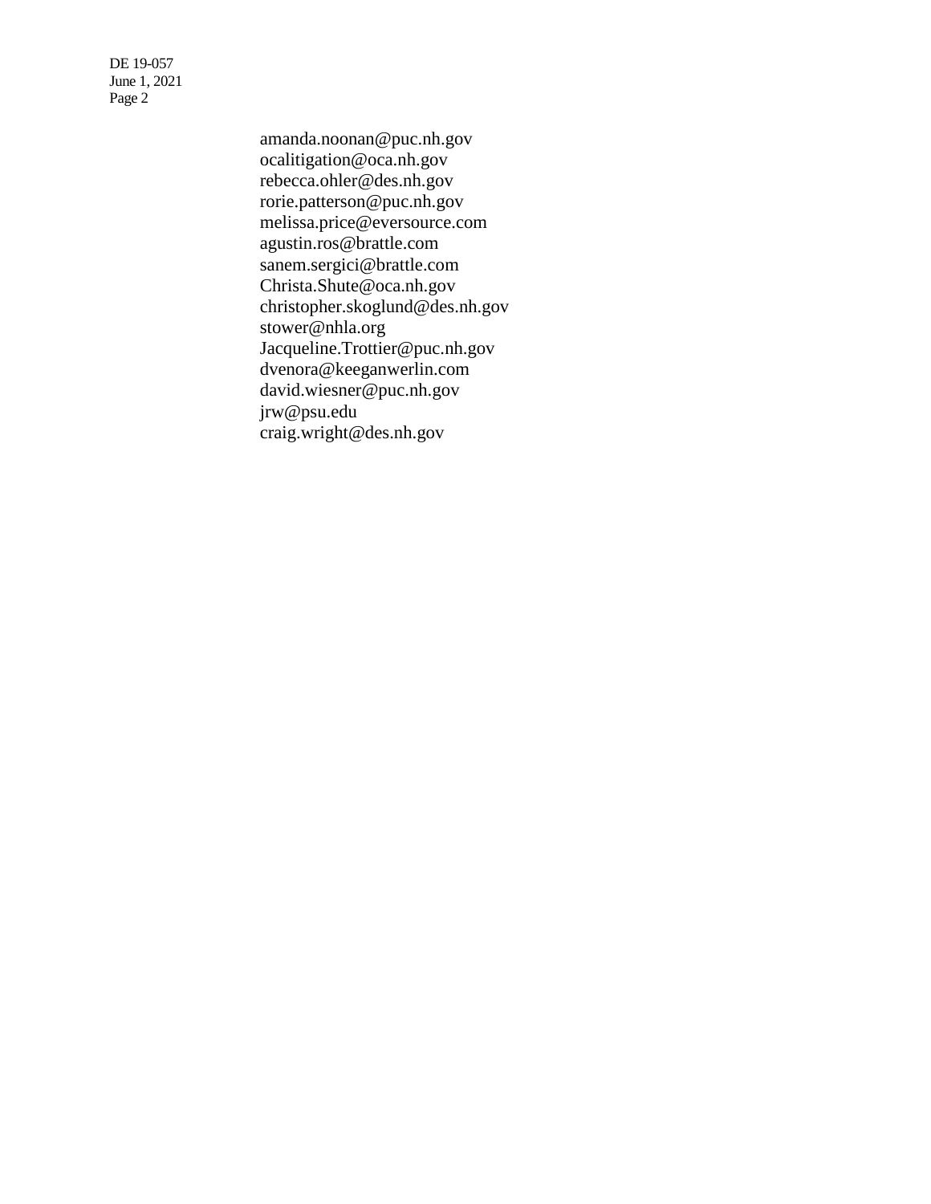amanda.noonan@puc.nh.gov
ocalitigation@oca.nh.gov
rebecca.ohler@des.nh.gov
rorie.patterson@puc.nh.gov
melissa.price@eversource.com
agustin.ros@brattle.com
sanem.sergici@brattle.com
Christa.Shute@oca.nh.gov
christopher.skoglund@des.nh.gov
stower@nhla.org
Jacqueline.Trottier@puc.nh.gov
dvenora@keeganwerlin.com
david.wiesner@puc.nh.gov
jrw@psu.edu
craig.wright@des.nh.gov